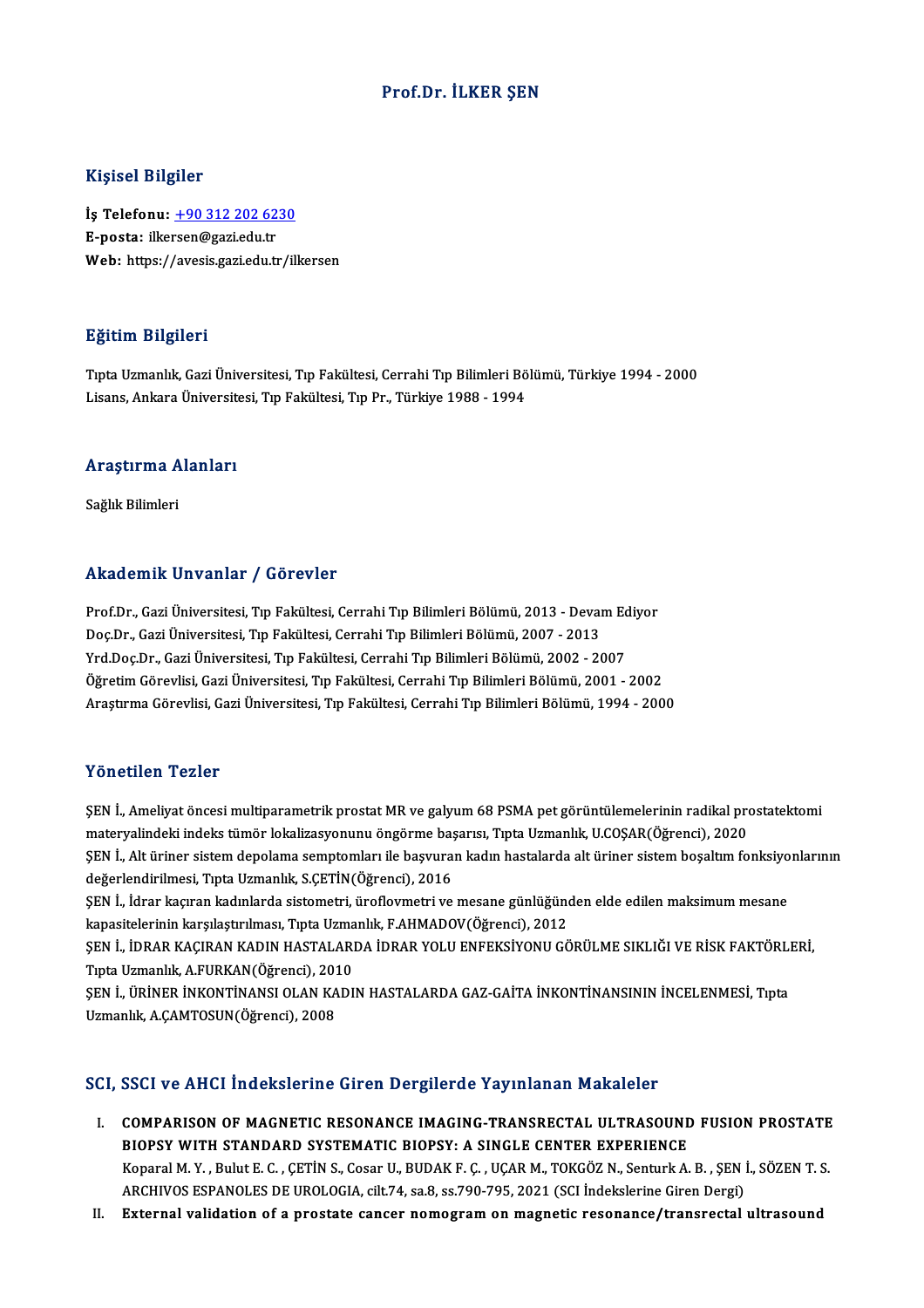# Prof.Dr. İLKER ŞEN

## Kişisel Bilgiler

**İş Telefonu:** +90 312 202 6230
**E-posta:** ilkersen@gazi.edu.tr
**Web:** https://avesis.gazi.edu.tr/ilkersen

## Eğitim Bilgileri

Tıpta Uzmanlık, Gazi Üniversitesi, Tıp Fakültesi, Cerrahi Tıp Bilimleri Bölümü, Türkiye 1994 - 2000
Lisans, Ankara Üniversitesi, Tıp Fakültesi, Tıp Pr., Türkiye 1988 - 1994

## Araştırma Alanları

Sağlık Bilimleri

## Akademik Unvanlar / Görevler

Prof.Dr., Gazi Üniversitesi, Tıp Fakültesi, Cerrahi Tıp Bilimleri Bölümü, 2013 - Devam Ediyor
Doç.Dr., Gazi Üniversitesi, Tıp Fakültesi, Cerrahi Tıp Bilimleri Bölümü, 2007 - 2013
Yrd.Doç.Dr., Gazi Üniversitesi, Tıp Fakültesi, Cerrahi Tıp Bilimleri Bölümü, 2002 - 2007
Öğretim Görevlisi, Gazi Üniversitesi, Tıp Fakültesi, Cerrahi Tıp Bilimleri Bölümü, 2001 - 2002
Araştırma Görevlisi, Gazi Üniversitesi, Tıp Fakültesi, Cerrahi Tıp Bilimleri Bölümü, 1994 - 2000

## Yönetilen Tezler

ŞEN İ., Ameliyat öncesi multiparametrik prostat MR ve galyum 68 PSMA pet görüntülemelerinin radikal prostatektomi materyalindeki indeks tümör lokalizasyonunu öngörme başarısı, Tıpta Uzmanlık, U.COŞAR(Öğrenci), 2020
ŞEN İ., Alt üriner sistem depolama semptomları ile başvuran kadın hastalarda alt üriner sistem boşaltım fonksiyonlarının değerlendirilmesi, Tıpta Uzmanlık, S.ÇETİN(Öğrenci), 2016
ŞEN İ., İdrar kaçıran kadınlarda sistometri, üroflovmetri ve mesane günlüğünden elde edilen maksimum mesane kapasitelerinin karşılaştırılması, Tıpta Uzmanlık, F.AHMADOV(Öğrenci), 2012
ŞEN İ., İDRAR KAÇIRAN KADIN HASTALARDA İDRAR YOLU ENFEKSİYONU GÖRÜLME SIKLIĞI VE RİSK FAKTÖRLERİ, Tıpta Uzmanlık, A.FURKAN(Öğrenci), 2010
ŞEN İ., ÜRİNER İNKONTİNANSI OLAN KADIN HASTALARDA GAZ-GAİTA İNKONTİNANSININ İNCELENMESİ, Tıpta Uzmanlık, A.ÇAMTOSUN(Öğrenci), 2008

## SCI, SSCI ve AHCI İndekslerine Giren Dergilerde Yayınlanan Makaleler

I. **COMPARISON OF MAGNETIC RESONANCE IMAGING-TRANSRECTAL ULTRASOUND FUSION PROSTATE BIOPSY WITH STANDARD SYSTEMATIC BIOPSY: A SINGLE CENTER EXPERIENCE**
Koparal M. Y. , Bulut E. C. , ÇETİN S., Cosar U., BUDAK F. Ç. , UÇAR M., TOKGÖZ N., Senturk A. B. , ŞEN İ., SÖZEN T. S.
ARCHIVOS ESPANOLES DE UROLOGIA, cilt.74, sa.8, ss.790-795, 2021 (SCI İndekslerine Giren Dergi)

II. **External validation of a prostate cancer nomogram on magnetic resonance/transrectal ultrasound**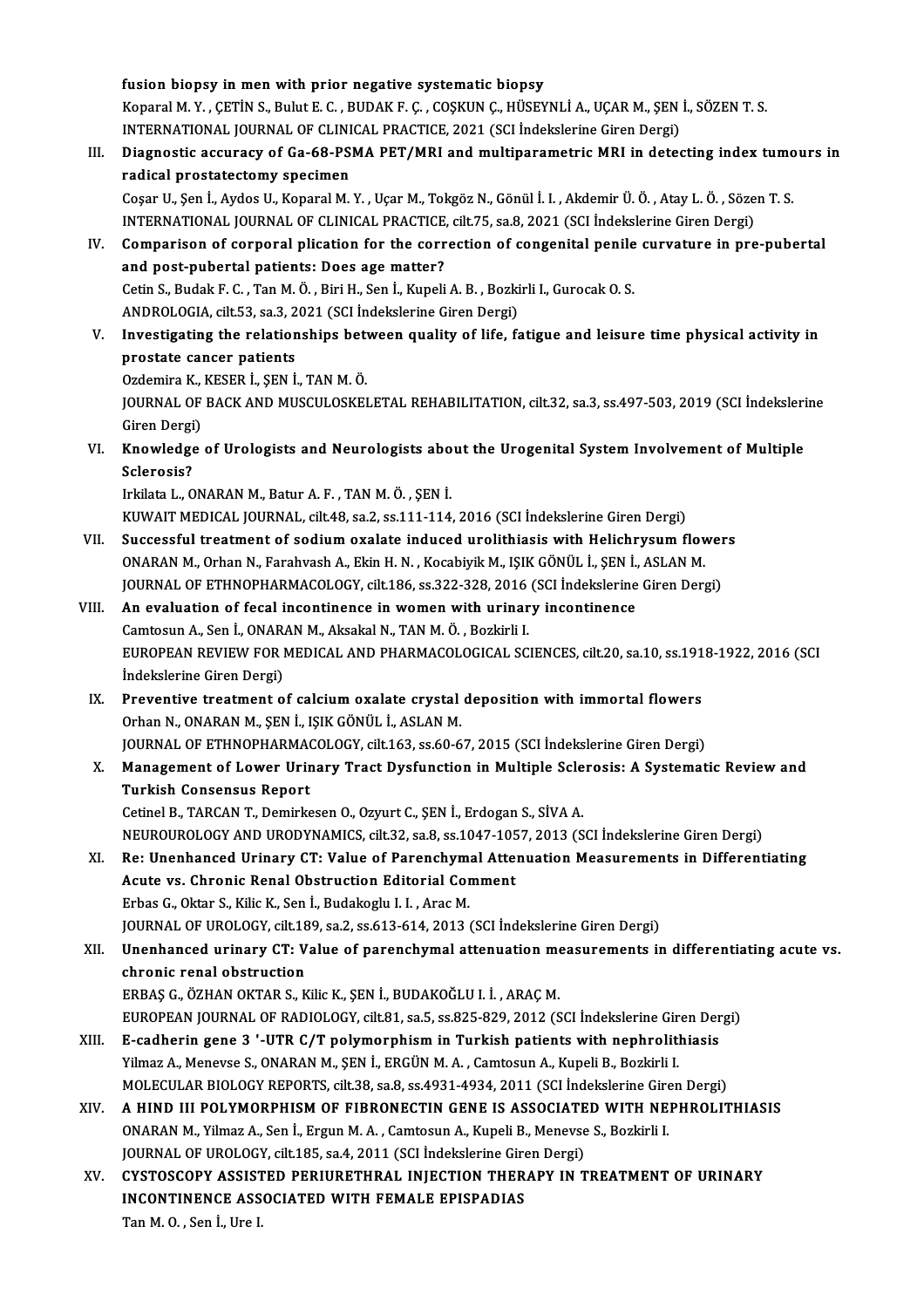fusion biopsy in men with prior negative systematic biopsy
Koparal M. Y. , ÇETİN S., Bulut E. C. , BUDAK F. Ç. , COŞKUN Ç., HÜSEYNLİ A., UÇAR M., ŞEN İ., SÖZEN T. S.
INTERNATIONAL JOURNAL OF CLINICAL PRACTICE, 2021 (SCI İndekslerine Giren Dergi)

III. **Diagnostic accuracy of Ga-68-PSMA PET/MRI and multiparametric MRI in detecting index tumours in radical prostatectomy specimen**
Coşar U., Şen İ., Aydos U., Koparal M. Y. , Uçar M., Tokgöz N., Gönül İ. I. , Akdemir Ü. Ö. , Atay L. Ö. , Sözen T. S.
INTERNATIONAL JOURNAL OF CLINICAL PRACTICE, cilt.75, sa.8, 2021 (SCI İndekslerine Giren Dergi)

IV. **Comparison of corporal plication for the correction of congenital penile curvature in pre-pubertal and post-pubertal patients: Does age matter?**
Cetin S., Budak F. C. , Tan M. Ö. , Biri H., Sen İ., Kupeli A. B. , Bozkirli I., Gurocak O. S.
ANDROLOGIA, cilt.53, sa.3, 2021 (SCI İndekslerine Giren Dergi)

V. **Investigating the relationships between quality of life, fatigue and leisure time physical activity in prostate cancer patients**
Ozdemira K., KESER İ., ŞEN İ., TAN M. Ö.
JOURNAL OF BACK AND MUSCULOSKELETAL REHABILITATION, cilt.32, sa.3, ss.497-503, 2019 (SCI İndekslerine Giren Dergi)

VI. **Knowledge of Urologists and Neurologists about the Urogenital System Involvement of Multiple Sclerosis?**
Irkilata L., ONARAN M., Batur A. F. , TAN M. Ö. , ŞEN İ.
KUWAIT MEDICAL JOURNAL, cilt.48, sa.2, ss.111-114, 2016 (SCI İndekslerine Giren Dergi)

VII. **Successful treatment of sodium oxalate induced urolithiasis with Helichrysum flowers**
ONARAN M., Orhan N., Farahvash A., Ekin H. N. , Kocabiyik M., IŞIK GÖNÜL İ., ŞEN İ., ASLAN M.
JOURNAL OF ETHNOPHARMACOLOGY, cilt.186, ss.322-328, 2016 (SCI İndekslerine Giren Dergi)

VIII. **An evaluation of fecal incontinence in women with urinary incontinence**
Camtosun A., Sen İ., ONARAN M., Aksakal N., TAN M. Ö. , Bozkirli I.
EUROPEAN REVIEW FOR MEDICAL AND PHARMACOLOGICAL SCIENCES, cilt.20, sa.10, ss.1918-1922, 2016 (SCI İndekslerine Giren Dergi)

IX. **Preventive treatment of calcium oxalate crystal deposition with immortal flowers**
Orhan N., ONARAN M., ŞEN İ., IŞIK GÖNÜL İ., ASLAN M.
JOURNAL OF ETHNOPHARMACOLOGY, cilt.163, ss.60-67, 2015 (SCI İndekslerine Giren Dergi)

X. **Management of Lower Urinary Tract Dysfunction in Multiple Sclerosis: A Systematic Review and Turkish Consensus Report**
Cetinel B., TARCAN T., Demirkesen O., Ozyurt C., ŞEN İ., Erdogan S., SİVA A.
NEUROUROLOGY AND URODYNAMICS, cilt.32, sa.8, ss.1047-1057, 2013 (SCI İndekslerine Giren Dergi)

XI. **Re: Unenhanced Urinary CT: Value of Parenchymal Attenuation Measurements in Differentiating Acute vs. Chronic Renal Obstruction Editorial Comment**
Erbas G., Oktar S., Kilic K., Sen İ., Budakoglu I. I. , Arac M.
JOURNAL OF UROLOGY, cilt.189, sa.2, ss.613-614, 2013 (SCI İndekslerine Giren Dergi)

XII. **Unenhanced urinary CT: Value of parenchymal attenuation measurements in differentiating acute vs. chronic renal obstruction**
ERBAŞ G., ÖZHAN OKTAR S., Kilic K., ŞEN İ., BUDAKOĞLU I. İ. , ARAÇ M.
EUROPEAN JOURNAL OF RADIOLOGY, cilt.81, sa.5, ss.825-829, 2012 (SCI İndekslerine Giren Dergi)

XIII. **E-cadherin gene 3 '-UTR C/T polymorphism in Turkish patients with nephrolithiasis**
Yilmaz A., Menevse S., ONARAN M., ŞEN İ., ERGÜN M. A. , Camtosun A., Kupeli B., Bozkirli I.
MOLECULAR BIOLOGY REPORTS, cilt.38, sa.8, ss.4931-4934, 2011 (SCI İndekslerine Giren Dergi)

XIV. **A HIND III POLYMORPHISM OF FIBRONECTIN GENE IS ASSOCIATED WITH NEPHROLITHIASIS**
ONARAN M., Yilmaz A., Sen İ., Ergun M. A. , Camtosun A., Kupeli B., Menevse S., Bozkirli I.
JOURNAL OF UROLOGY, cilt.185, sa.4, 2011 (SCI İndekslerine Giren Dergi)

XV. **CYSTOSCOPY ASSISTED PERIURETHRAL INJECTION THERAPY IN TREATMENT OF URINARY INCONTINENCE ASSOCIATED WITH FEMALE EPISPADIAS**
Tan M. O. , Sen İ., Ure I.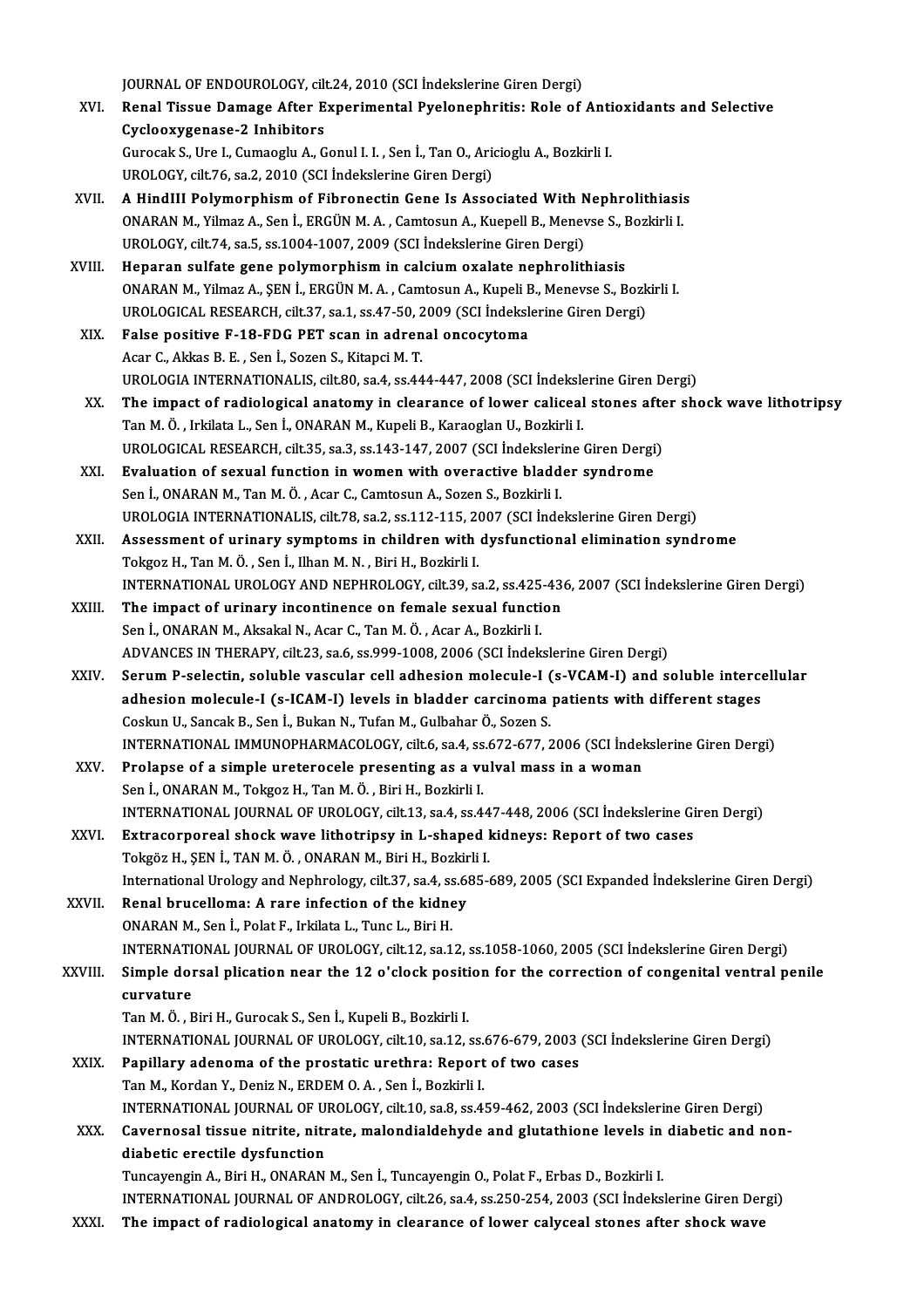JOURNAL OF ENDOUROLOGY, cilt.24, 2010 (SCI İndekslerine Giren Dergi)

XVI. **Renal Tissue Damage After Experimental Pyelonephritis: Role of Antioxidants and Selective Cyclooxygenase-2 Inhibitors**
Gurocak S., Ure I., Cumaoglu A., Gonul I. I. , Sen İ., Tan O., Aricioglu A., Bozkirli I.
UROLOGY, cilt.76, sa.2, 2010 (SCI İndekslerine Giren Dergi)

XVII. **A HindIII Polymorphism of Fibronectin Gene Is Associated With Nephrolithiasis**
ONARAN M., Yilmaz A., Sen İ., ERGÜN M. A. , Camtosun A., Kuepell B., Menevse S., Bozkirli I.
UROLOGY, cilt.74, sa.5, ss.1004-1007, 2009 (SCI İndekslerine Giren Dergi)

XVIII. **Heparan sulfate gene polymorphism in calcium oxalate nephrolithiasis**
ONARAN M., Yilmaz A., ŞEN İ., ERGÜN M. A. , Camtosun A., Kupeli B., Menevse S., Bozkirli I.
UROLOGICAL RESEARCH, cilt.37, sa.1, ss.47-50, 2009 (SCI İndekslerine Giren Dergi)

XIX. **False positive F-18-FDG PET scan in adrenal oncocytoma**
Acar C., Akkas B. E. , Sen İ., Sozen S., Kitapci M. T.
UROLOGIA INTERNATIONALIS, cilt.80, sa.4, ss.444-447, 2008 (SCI İndekslerine Giren Dergi)

XX. **The impact of radiological anatomy in clearance of lower caliceal stones after shock wave lithotripsy**
Tan M. Ö. , Irkilata L., Sen İ., ONARAN M., Kupeli B., Karaoglan U., Bozkirli I.
UROLOGICAL RESEARCH, cilt.35, sa.3, ss.143-147, 2007 (SCI İndekslerine Giren Dergi)

XXI. **Evaluation of sexual function in women with overactive bladder syndrome**
Sen İ., ONARAN M., Tan M. Ö. , Acar C., Camtosun A., Sozen S., Bozkirli I.
UROLOGIA INTERNATIONALIS, cilt.78, sa.2, ss.112-115, 2007 (SCI İndekslerine Giren Dergi)

XXII. **Assessment of urinary symptoms in children with dysfunctional elimination syndrome**
Tokgoz H., Tan M. Ö. , Sen İ., Ilhan M. N. , Biri H., Bozkirli I.
INTERNATIONAL UROLOGY AND NEPHROLOGY, cilt.39, sa.2, ss.425-436, 2007 (SCI İndekslerine Giren Dergi)

XXIII. **The impact of urinary incontinence on female sexual function**
Sen İ., ONARAN M., Aksakal N., Acar C., Tan M. Ö. , Acar A., Bozkirli I.
ADVANCES IN THERAPY, cilt.23, sa.6, ss.999-1008, 2006 (SCI İndekslerine Giren Dergi)

XXIV. **Serum P-selectin, soluble vascular cell adhesion molecule-I (s-VCAM-I) and soluble intercellular adhesion molecule-I (s-ICAM-I) levels in bladder carcinoma patients with different stages**
Coskun U., Sancak B., Sen İ., Bukan N., Tufan M., Gulbahar Ö., Sozen S.
INTERNATIONAL IMMUNOPHARMACOLOGY, cilt.6, sa.4, ss.672-677, 2006 (SCI İndekslerine Giren Dergi)

XXV. **Prolapse of a simple ureterocele presenting as a vulval mass in a woman**
Sen İ., ONARAN M., Tokgoz H., Tan M. Ö. , Biri H., Bozkirli I.
INTERNATIONAL JOURNAL OF UROLOGY, cilt.13, sa.4, ss.447-448, 2006 (SCI İndekslerine Giren Dergi)

XXVI. **Extracorporeal shock wave lithotripsy in L-shaped kidneys: Report of two cases**
Tokgöz H., ŞEN İ., TAN M. Ö. , ONARAN M., Biri H., Bozkirli I.
International Urology and Nephrology, cilt.37, sa.4, ss.685-689, 2005 (SCI Expanded İndekslerine Giren Dergi)

XXVII. **Renal brucelloma: A rare infection of the kidney**
ONARAN M., Sen İ., Polat F., Irkilata L., Tunc L., Biri H.
INTERNATIONAL JOURNAL OF UROLOGY, cilt.12, sa.12, ss.1058-1060, 2005 (SCI İndekslerine Giren Dergi)

XXVIII. **Simple dorsal plication near the 12 o'clock position for the correction of congenital ventral penile curvature**
Tan M. Ö. , Biri H., Gurocak S., Sen İ., Kupeli B., Bozkirli I.
INTERNATIONAL JOURNAL OF UROLOGY, cilt.10, sa.12, ss.676-679, 2003 (SCI İndekslerine Giren Dergi)

XXIX. **Papillary adenoma of the prostatic urethra: Report of two cases**
Tan M., Kordan Y., Deniz N., ERDEM O. A. , Sen İ., Bozkirli I.
INTERNATIONAL JOURNAL OF UROLOGY, cilt.10, sa.8, ss.459-462, 2003 (SCI İndekslerine Giren Dergi)

XXX. **Cavernosal tissue nitrite, nitrate, malondialdehyde and glutathione levels in diabetic and non-diabetic erectile dysfunction**
Tuncayengin A., Biri H., ONARAN M., Sen İ., Tuncayengin O., Polat F., Erbas D., Bozkirli I.
INTERNATIONAL JOURNAL OF ANDROLOGY, cilt.26, sa.4, ss.250-254, 2003 (SCI İndekslerine Giren Dergi)

XXXI. **The impact of radiological anatomy in clearance of lower calyceal stones after shock wave**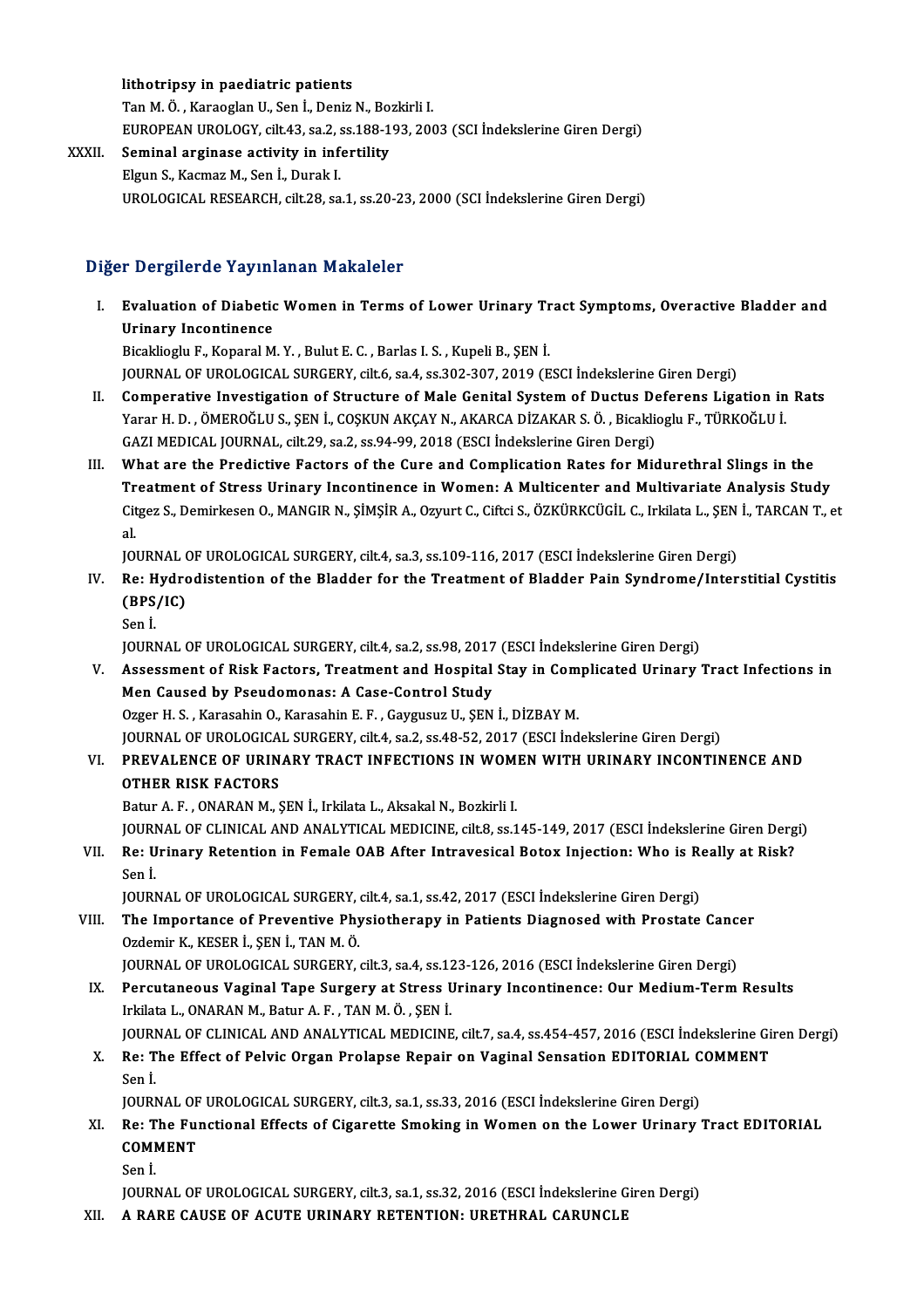lithotripsy in paediatric patients
Tan M. Ö. , Karaoglan U., Sen İ., Deniz N., Bozkirli I.
EUROPEAN UROLOGY, cilt.43, sa.2, ss.188-193, 2003 (SCI İndekslerine Giren Dergi)

XXXII. **Seminal arginase activity in infertility**
Elgun S., Kacmaz M., Sen İ., Durak I.
UROLOGICAL RESEARCH, cilt.28, sa.1, ss.20-23, 2000 (SCI İndekslerine Giren Dergi)

## Diğer Dergilerde Yayınlanan Makaleler

I. **Evaluation of Diabetic Women in Terms of Lower Urinary Tract Symptoms, Overactive Bladder and Urinary Incontinence**
Bicaklioglu F., Koparal M. Y. , Bulut E. C. , Barlas I. S. , Kupeli B., ŞEN İ.
JOURNAL OF UROLOGICAL SURGERY, cilt.6, sa.4, ss.302-307, 2019 (ESCI İndekslerine Giren Dergi)

II. **Comperative Investigation of Structure of Male Genital System of Ductus Deferens Ligation in Rats**
Yarar H. D. , ÖMEROĞLU S., ŞEN İ., COŞKUN AKÇAY N., AKARCA DİZAKAR S. Ö. , Bicaklioglu F., TÜRKOĞLU İ.
GAZI MEDICAL JOURNAL, cilt.29, sa.2, ss.94-99, 2018 (ESCI İndekslerine Giren Dergi)

III. **What are the Predictive Factors of the Cure and Complication Rates for Midurethral Slings in the Treatment of Stress Urinary Incontinence in Women: A Multicenter and Multivariate Analysis Study**
Citgez S., Demirkesen O., MANGIR N., ŞİMŞİR A., Ozyurt C., Ciftci S., ÖZKÜRKCÜGİL C., Irkilata L., ŞEN İ., TARCAN T., et al.
JOURNAL OF UROLOGICAL SURGERY, cilt.4, sa.3, ss.109-116, 2017 (ESCI İndekslerine Giren Dergi)

IV. **Re: Hydrodistention of the Bladder for the Treatment of Bladder Pain Syndrome/Interstitial Cystitis (BPS/IC)**
Sen İ.
JOURNAL OF UROLOGICAL SURGERY, cilt.4, sa.2, ss.98, 2017 (ESCI İndekslerine Giren Dergi)

V. **Assessment of Risk Factors, Treatment and Hospital Stay in Complicated Urinary Tract Infections in Men Caused by Pseudomonas: A Case-Control Study**
Ozger H. S. , Karasahin O., Karasahin E. F. , Gaygusuz U., ŞEN İ., DİZBAY M.
JOURNAL OF UROLOGICAL SURGERY, cilt.4, sa.2, ss.48-52, 2017 (ESCI İndekslerine Giren Dergi)

VI. **PREVALENCE OF URINARY TRACT INFECTIONS IN WOMEN WITH URINARY INCONTINENCE AND OTHER RISK FACTORS**
Batur A. F. , ONARAN M., ŞEN İ., Irkilata L., Aksakal N., Bozkirli I.
JOURNAL OF CLINICAL AND ANALYTICAL MEDICINE, cilt.8, ss.145-149, 2017 (ESCI İndekslerine Giren Dergi)

VII. **Re: Urinary Retention in Female OAB After Intravesical Botox Injection: Who is Really at Risk?**
Sen İ.
JOURNAL OF UROLOGICAL SURGERY, cilt.4, sa.1, ss.42, 2017 (ESCI İndekslerine Giren Dergi)

VIII. **The Importance of Preventive Physiotherapy in Patients Diagnosed with Prostate Cancer**
Ozdemir K., KESER İ., ŞEN İ., TAN M. Ö.
JOURNAL OF UROLOGICAL SURGERY, cilt.3, sa.4, ss.123-126, 2016 (ESCI İndekslerine Giren Dergi)

IX. **Percutaneous Vaginal Tape Surgery at Stress Urinary Incontinence: Our Medium-Term Results**
Irkilata L., ONARAN M., Batur A. F. , TAN M. Ö. , ŞEN İ.
JOURNAL OF CLINICAL AND ANALYTICAL MEDICINE, cilt.7, sa.4, ss.454-457, 2016 (ESCI İndekslerine Giren Dergi)

X. **Re: The Effect of Pelvic Organ Prolapse Repair on Vaginal Sensation EDITORIAL COMMENT**
Sen İ.
JOURNAL OF UROLOGICAL SURGERY, cilt.3, sa.1, ss.33, 2016 (ESCI İndekslerine Giren Dergi)

XI. **Re: The Functional Effects of Cigarette Smoking in Women on the Lower Urinary Tract EDITORIAL COMMENT**
Sen İ.
JOURNAL OF UROLOGICAL SURGERY, cilt.3, sa.1, ss.32, 2016 (ESCI İndekslerine Giren Dergi)

XII. **A RARE CAUSE OF ACUTE URINARY RETENTION: URETHRAL CARUNCLE**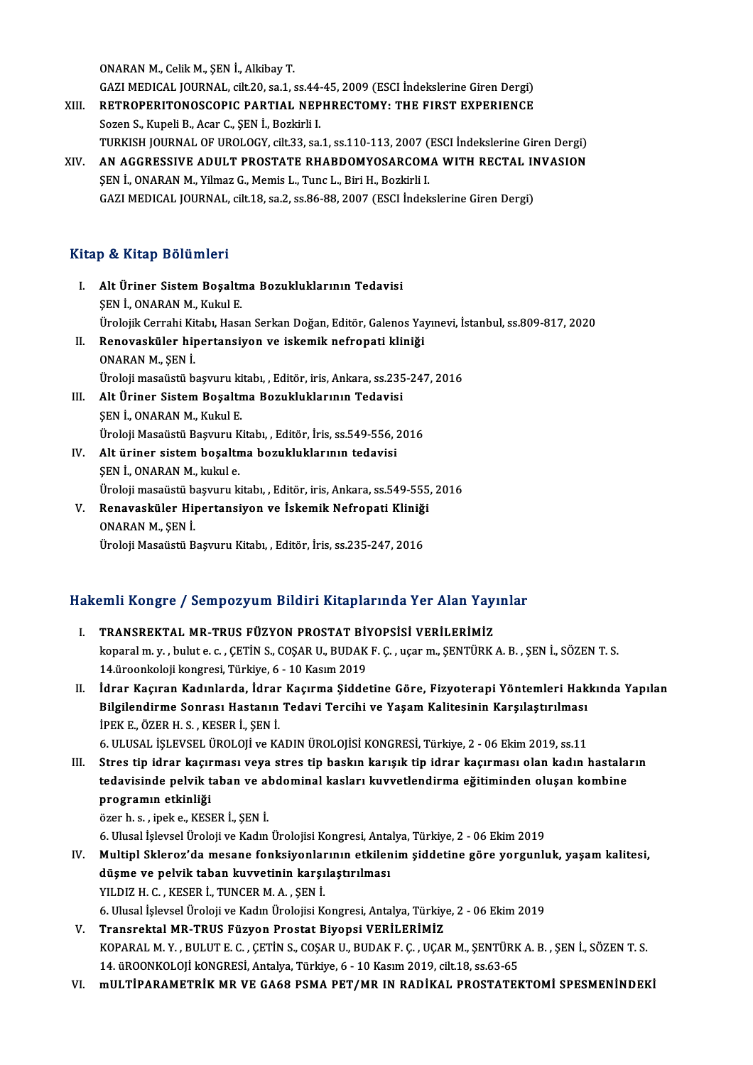ONARAN M., Celik M., ŞEN İ., Alkibay T.
GAZI MEDICAL JOURNAL, cilt.20, sa.1, ss.44-45, 2009 (ESCI İndekslerine Giren Dergi)

XIII. **RETROPERITONOSCOPIC PARTIAL NEPHRECTOMY: THE FIRST EXPERIENCE**
Sozen S., Kupeli B., Acar C., ŞEN İ., Bozkirli I.
TURKISH JOURNAL OF UROLOGY, cilt.33, sa.1, ss.110-113, 2007 (ESCI İndekslerine Giren Dergi)

XIV. **AN AGGRESSIVE ADULT PROSTATE RHABDOMYOSARCOMA WITH RECTAL INVASION**
ŞEN İ., ONARAN M., Yilmaz G., Memis L., Tunc L., Biri H., Bozkirli I.
GAZI MEDICAL JOURNAL, cilt.18, sa.2, ss.86-88, 2007 (ESCI İndekslerine Giren Dergi)

## Kitap & Kitap Bölümleri

I. **Alt Üriner Sistem Boşaltma Bozukluklarının Tedavisi**
ŞEN İ., ONARAN M., Kukul E.
Ürolojik Cerrahi Kitabı, Hasan Serkan Doğan, Editör, Galenos Yayınevi, İstanbul, ss.809-817, 2020

II. **Renovasküler hipertansiyon ve iskemik nefropati kliniği**
ONARAN M., ŞEN İ.
Üroloji masaüstü başvuru kitabı, , Editör, iris, Ankara, ss.235-247, 2016

III. **Alt Üriner Sistem Boşaltma Bozukluklarının Tedavisi**
ŞEN İ., ONARAN M., Kukul E.
Üroloji Masaüstü Başvuru Kitabı, , Editör, İris, ss.549-556, 2016

IV. **Alt üriner sistem boşaltma bozukluklarının tedavisi**
ŞEN İ., ONARAN M., kukul e.
Üroloji masaüstü başvuru kitabı, , Editör, iris, Ankara, ss.549-555, 2016

V. **Renavasküler Hipertansiyon ve İskemik Nefropati Kliniği**
ONARAN M., ŞEN İ.
Üroloji Masaüstü Başvuru Kitabı, , Editör, İris, ss.235-247, 2016

## Hakemli Kongre / Sempozyum Bildiri Kitaplarında Yer Alan Yayınlar

I. **TRANSREKTAL MR-TRUS FÜZYON PROSTAT BİYOPSİSİ VERİLERİMİZ**
koparal m. y. , bulut e. c. , ÇETİN S., COŞAR U., BUDAK F. Ç. , uçar m., ŞENTÜRK A. B. , ŞEN İ., SÖZEN T. S.
14.üroonkoloji kongresi, Türkiye, 6 - 10 Kasım 2019

II. **İdrar Kaçıran Kadınlarda, İdrar Kaçırma Şiddetine Göre, Fizyoterapi Yöntemleri Hakkında Yapılan Bilgilendirme Sonrası Hastanın Tedavi Tercihi ve Yaşam Kalitesinin Karşılaştırılması**
İPEK E., ÖZER H. S. , KESER İ., ŞEN İ.
6. ULUSAL İŞLEVSEL ÜROLOJİ ve KADIN ÜROLOJİSİ KONGRESİ, Türkiye, 2 - 06 Ekim 2019, ss.11

III. **Stres tip idrar kaçırması veya stres tip baskın karışık tip idrar kaçırması olan kadın hastaların tedavisinde pelvik taban ve abdominal kasları kuvvetlendirma eğitiminden oluşan kombine programın etkinliği**
özer h. s. , ipek e., KESER İ., ŞEN İ.
6. Ulusal İşlevsel Üroloji ve Kadın Ürolojisi Kongresi, Antalya, Türkiye, 2 - 06 Ekim 2019

IV. **Multipl Skleroz'da mesane fonksiyonlarının etkilenim şiddetine göre yorgunluk, yaşam kalitesi, düşme ve pelvik taban kuvvetinin karşılaştırılması**
YILDIZ H. C. , KESER İ., TUNCER M. A. , ŞEN İ.
6. Ulusal İşlevsel Üroloji ve Kadın Ürolojisi Kongresi, Antalya, Türkiye, 2 - 06 Ekim 2019

V. **Transrektal MR-TRUS Füzyon Prostat Biyopsi VERİLERİMİZ**
KOPARAL M. Y. , BULUT E. C. , ÇETİN S., COŞAR U., BUDAK F. Ç. , UÇAR M., ŞENTÜRK A. B. , ŞEN İ., SÖZEN T. S.
14. üROONKOLOJİ kONGRESİ, Antalya, Türkiye, 6 - 10 Kasım 2019, cilt.18, ss.63-65

VI. **mULTİPARAMETRİK MR VE GA68 PSMA PET/MR IN RADİKAL PROSTATEKTOMİ SPESMENİNDEKİ**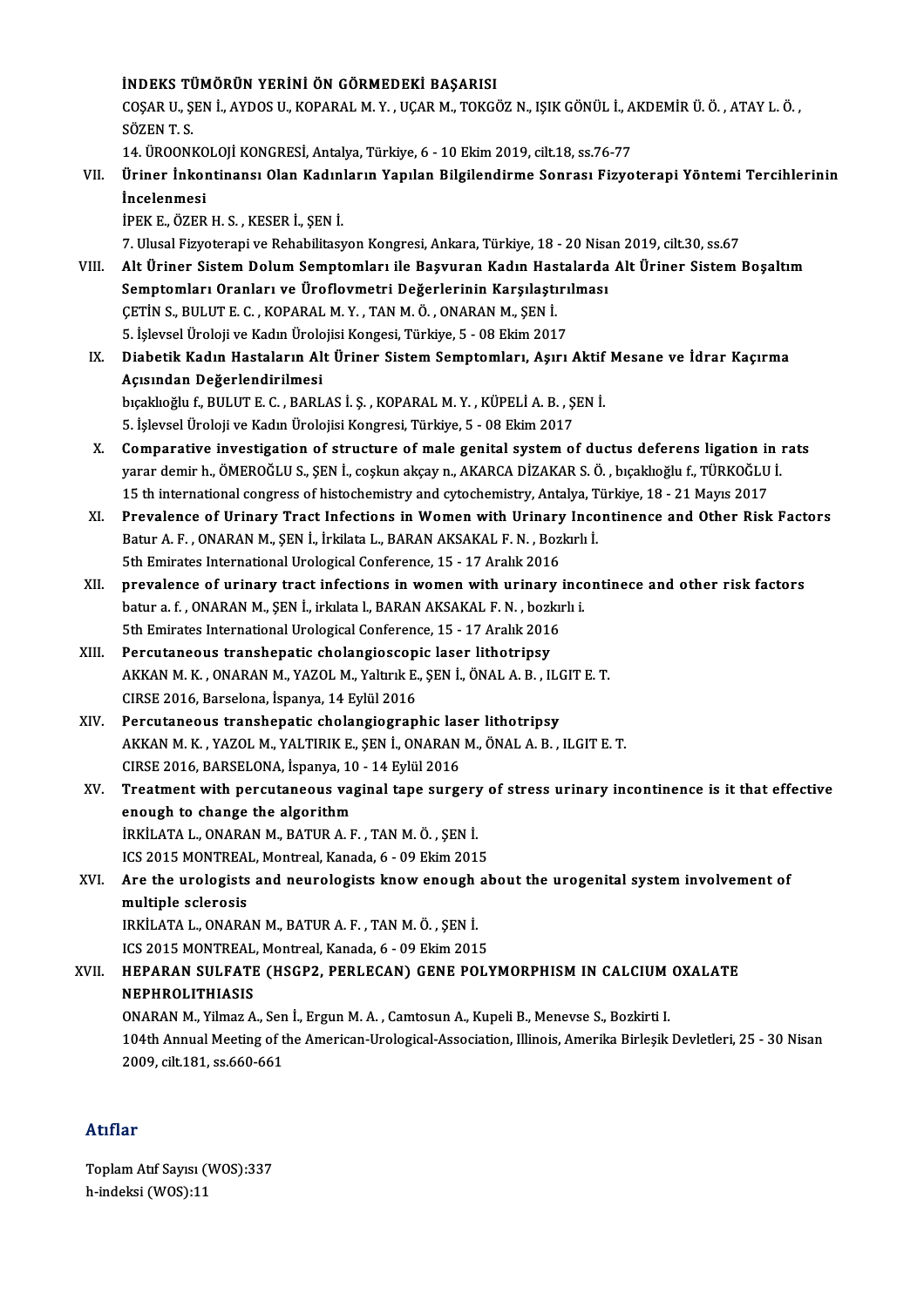İNDEKS TÜMÖRÜN YERİNİ ÖN GÖRMEDEKİ BAŞARISI
COŞAR U., ŞEN İ., AYDOS U., KOPARAL M. Y. , UÇAR M., TOKGÖZ N., IŞIK GÖNÜL İ., AKDEMİR Ü. Ö. , ATAY L. Ö. , SÖZEN T. S.
14. ÜROONKOLOJİ KONGRESİ, Antalya, Türkiye, 6 - 10 Ekim 2019, cilt.18, ss.76-77

VII. **Üriner İnkontinansı Olan Kadınların Yapılan Bilgilendirme Sonrası Fizyoterapi Yöntemi Tercihlerinin İncelenmesi**
İPEK E., ÖZER H. S. , KESER İ., ŞEN İ.
7. Ulusal Fizyoterapi ve Rehabilitasyon Kongresi, Ankara, Türkiye, 18 - 20 Nisan 2019, cilt.30, ss.67

VIII. **Alt Üriner Sistem Dolum Semptomları ile Başvuran Kadın Hastalarda Alt Üriner Sistem Boşaltım Semptomları Oranları ve Üroflovmetri Değerlerinin Karşılaştırılması**
ÇETİN S., BULUT E. C. , KOPARAL M. Y. , TAN M. Ö. , ONARAN M., ŞEN İ.
5. İşlevsel Üroloji ve Kadın Ürolojisi Kongesi, Türkiye, 5 - 08 Ekim 2017

IX. **Diabetik Kadın Hastaların Alt Üriner Sistem Semptomları, Aşırı Aktif Mesane ve İdrar Kaçırma Açısından Değerlendirilmesi**
bıçaklıoğlu f., BULUT E. C. , BARLAS İ. Ş. , KOPARAL M. Y. , KÜPELİ A. B. , ŞEN İ.
5. İşlevsel Üroloji ve Kadın Ürolojisi Kongresi, Türkiye, 5 - 08 Ekim 2017

X. **Comparative investigation of structure of male genital system of ductus deferens ligation in rats**
yarar demir h., ÖMEROĞLU S., ŞEN İ., coşkun akçay n., AKARCA DİZAKAR S. Ö. , bıçaklıoğlu f., TÜRKOĞLU İ.
15 th international congress of histochemistry and cytochemistry, Antalya, Türkiye, 18 - 21 Mayıs 2017

XI. **Prevalence of Urinary Tract Infections in Women with Urinary Incontinence and Other Risk Factors**
Batur A. F. , ONARAN M., ŞEN İ., İrkilata L., BARAN AKSAKAL F. N. , Bozkırlı İ.
5th Emirates International Urological Conference, 15 - 17 Aralık 2016

XII. **prevalence of urinary tract infections in women with urinary incontinece and other risk factors**
batur a. f. , ONARAN M., ŞEN İ., irkılata l., BARAN AKSAKAL F. N. , bozkırlı i.
5th Emirates International Urological Conference, 15 - 17 Aralık 2016

XIII. **Percutaneous transhepatic cholangioscopic laser lithotripsy**
AKKAN M. K. , ONARAN M., YAZOL M., Yaltırık E., ŞEN İ., ÖNAL A. B. , ILGIT E. T.
CIRSE 2016, Barselona, İspanya, 14 Eylül 2016

XIV. **Percutaneous transhepatic cholangiographic laser lithotripsy**
AKKAN M. K. , YAZOL M., YALTIRIK E., ŞEN İ., ONARAN M., ÖNAL A. B. , ILGIT E. T.
CIRSE 2016, BARSELONA, İspanya, 10 - 14 Eylül 2016

XV. **Treatment with percutaneous vaginal tape surgery of stress urinary incontinence is it that effective enough to change the algorithm**
İRKİLATA L., ONARAN M., BATUR A. F. , TAN M. Ö. , ŞEN İ.
ICS 2015 MONTREAL, Montreal, Kanada, 6 - 09 Ekim 2015

XVI. **Are the urologists and neurologists know enough about the urogenital system involvement of multiple sclerosis**
IRKİLATA L., ONARAN M., BATUR A. F. , TAN M. Ö. , ŞEN İ.
ICS 2015 MONTREAL, Montreal, Kanada, 6 - 09 Ekim 2015

XVII. **HEPARAN SULFATE (HSGP2, PERLECAN) GENE POLYMORPHISM IN CALCIUM OXALATE NEPHROLITHIASIS**
ONARAN M., Yilmaz A., Sen İ., Ergun M. A. , Camtosun A., Kupeli B., Menevse S., Bozkirti I.
104th Annual Meeting of the American-Urological-Association, Illinois, Amerika Birleşik Devletleri, 25 - 30 Nisan 2009, cilt.181, ss.660-661

## Atıflar

Toplam Atıf Sayısı (WOS):337
h-indeksi (WOS):11